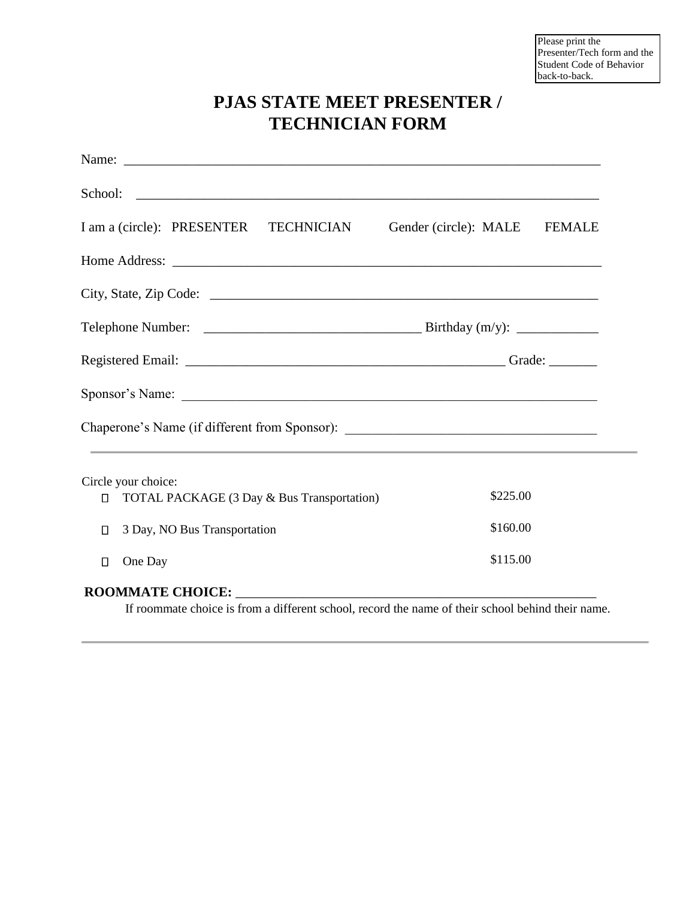Please print the Presenter/Tech form and the Student Code of Behavior back-to-back.

# PJAS STATE MEET PRESENTER / TECHNICIAN FORM

Name: ______________________________________________________________________

School: ____________________________________________________________________

I am a (circle): PRESENTER TECHNICIAN Gender (circle): MALE FEMALE

Home Address: ______________________________________________________________

City, State, Zip Code: _______________________________________________________

Telephone Number: ______________________________ Birthday (m/y): ____________

Registered Email: _______________________________________________ Grade: _______

Sponsor's Name: ____________________________________________________________

Chaperone's Name (if different from Sponsor): ___________________________________

---

Circle your choice:

- ☐ TOTAL PACKAGE (3 Day & Bus Transportation) $225.00
- ☐ 3 Day, NO Bus Transportation $160.00
- ☐ One Day $115.00

**ROOMMATE CHOICE:** ____________________________________________________

If roommate choice is from a different school, record the name of their school behind their name.

---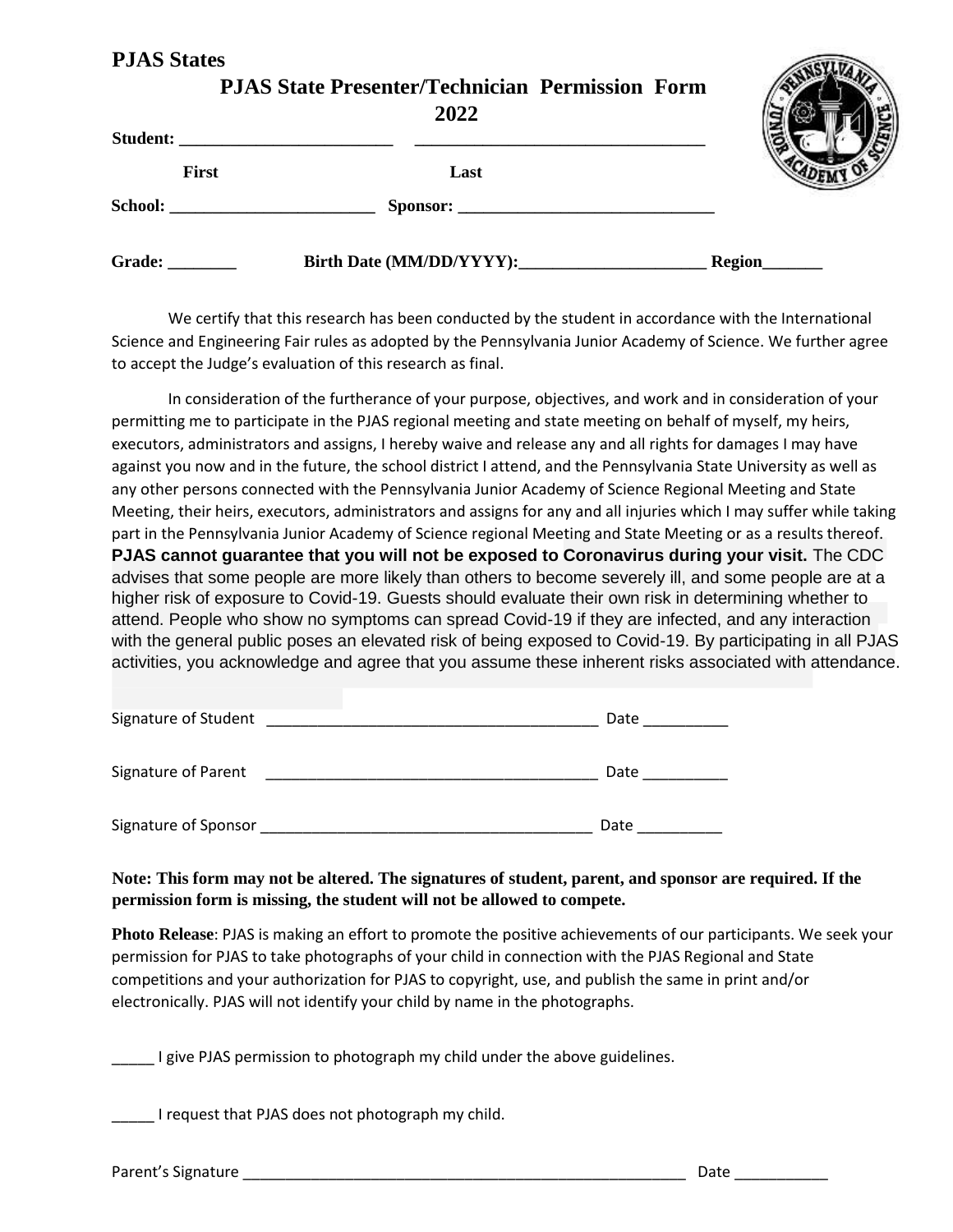**PJAS States**

## PJAS State Presenter/Technician Permission Form 2022

**Student:** ________________________ ________________________________

**First** **Last**

**School:** ________________________ **Sponsor:** ______________________________

**Grade:** ________ **Birth Date (MM/DD/YYYY):**______________________ **Region**_______

We certify that this research has been conducted by the student in accordance with the International Science and Engineering Fair rules as adopted by the Pennsylvania Junior Academy of Science. We further agree to accept the Judge's evaluation of this research as final.

In consideration of the furtherance of your purpose, objectives, and work and in consideration of your permitting me to participate in the PJAS regional meeting and state meeting on behalf of myself, my heirs, executors, administrators and assigns, I hereby waive and release any and all rights for damages I may have against you now and in the future, the school district I attend, and the Pennsylvania State University as well as any other persons connected with the Pennsylvania Junior Academy of Science Regional Meeting and State Meeting, their heirs, executors, administrators and assigns for any and all injuries which I may suffer while taking part in the Pennsylvania Junior Academy of Science regional Meeting and State Meeting or as a results thereof. **PJAS cannot guarantee that you will not be exposed to Coronavirus during your visit.** The CDC advises that some people are more likely than others to become severely ill, and some people are at a higher risk of exposure to Covid-19. Guests should evaluate their own risk in determining whether to attend. People who show no symptoms can spread Covid-19 if they are infected, and any interaction with the general public poses an elevated risk of being exposed to Covid-19. By participating in all PJAS activities, you acknowledge and agree that you assume these inherent risks associated with attendance.

Signature of Student ________________________________________ Date __________

Signature of Parent ________________________________________ Date __________

Signature of Sponsor ________________________________________ Date __________

**Note: This form may not be altered. The signatures of student, parent, and sponsor are required. If the permission form is missing, the student will not be allowed to compete.**

**Photo Release**: PJAS is making an effort to promote the positive achievements of our participants. We seek your permission for PJAS to take photographs of your child in connection with the PJAS Regional and State competitions and your authorization for PJAS to copyright, use, and publish the same in print and/or electronically. PJAS will not identify your child by name in the photographs.

_____ I give PJAS permission to photograph my child under the above guidelines.

_____ I request that PJAS does not photograph my child.

Parent's Signature _______________________________________________________ Date ___________